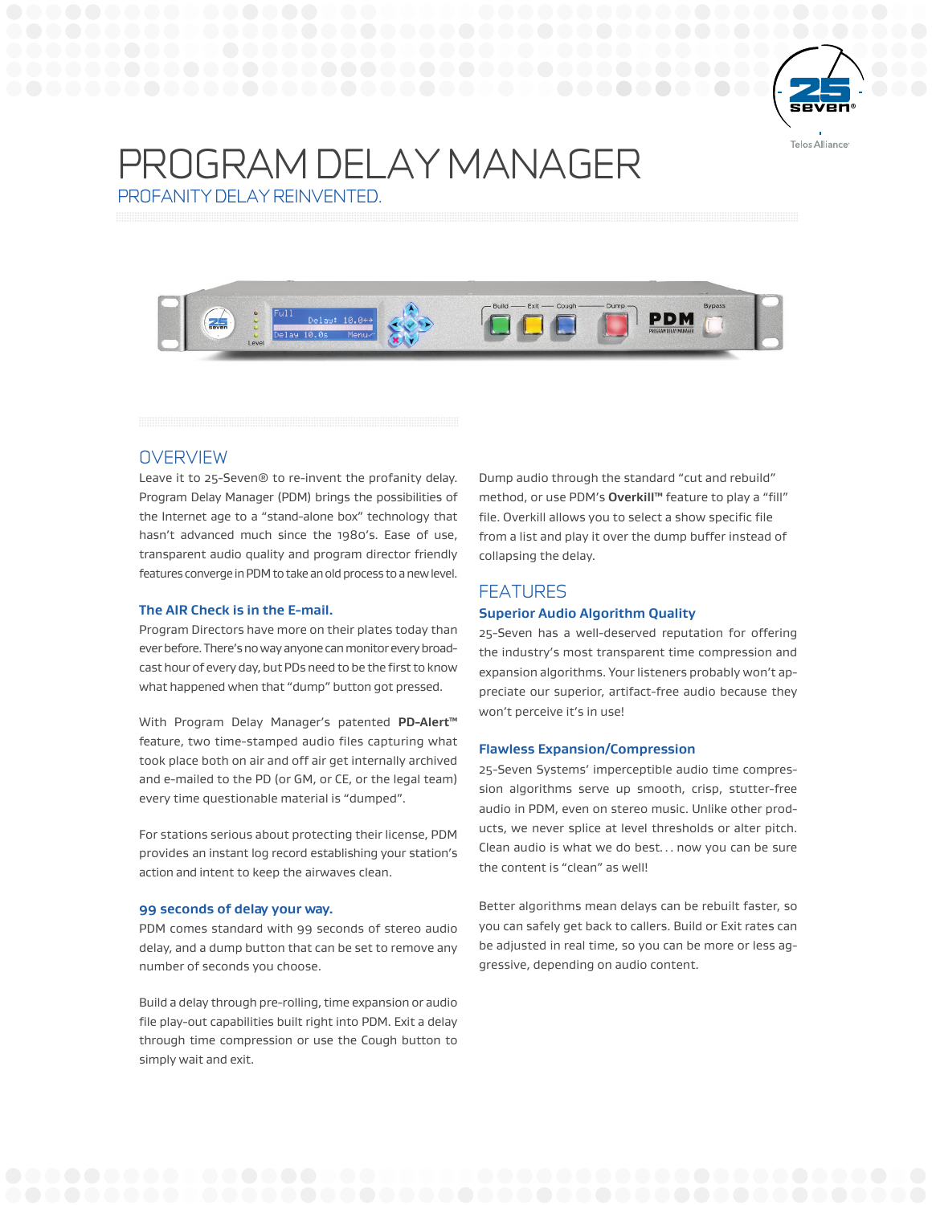# PROGRAM DELAY MANAGER

## PROFANITY DELAY REINVENTED.

## OVERVIEW

Leave it to 25-Seven® to re-invent the profanity delay. Program Delay Manager (PDM) brings the possibilities of the Internet age to a "stand-alone box" technology that hasn't advanced much since the 1980's. Ease of use, transparent audio quality and program director friendly features converge in PDM to take an old process to a new level.

### The AIR Check is in the E-mail.

Program Directors have more on their plates today than ever before. There's no way anyone can monitor every broadcast hour of every day, but PDs need to be the first to know what happened when that "dump" button got pressed.

With Program Delay Manager's patented **PD-Alert™** feature, two time-stamped audio files capturing what took place both on air and off air get internally archived and e-mailed to the PD (or GM, or CE, or the legal team) every time questionable material is "dumped".

For stations serious about protecting their license, PDM provides an instant log record establishing your station's action and intent to keep the airwaves clean.

### 99 seconds of delay your way.

PDM comes standard with 99 seconds of stereo audio delay, and a dump button that can be set to remove any number of seconds you choose.

Build a delay through pre-rolling, time expansion or audio file play-out capabilities built right into PDM. Exit a delay through time compression or use the Cough button to simply wait and exit.

Dump audio through the standard "cut and rebuild" method, or use PDM's **Overkill™** feature to play a "fill" file. Overkill allows you to select a show specific file from a list and play it over the dump buffer instead of collapsing the delay.

## FEATURES

### Superior Audio Algorithm Quality

25-Seven has a well-deserved reputation for offering the industry's most transparent time compression and expansion algorithms. Your listeners probably won't appreciate our superior, artifact-free audio because they won't perceive it's in use!

### Flawless Expansion/Compression

25-Seven Systems' imperceptible audio time compression algorithms serve up smooth, crisp, stutter-free audio in PDM, even on stereo music. Unlike other products, we never splice at level thresholds or alter pitch. Clean audio is what we do best. . . now you can be sure the content is "clean" as well!

Better algorithms mean delays can be rebuilt faster, so you can safely get back to callers. Build or Exit rates can be adjusted in real time, so you can be more or less aggressive, depending on audio content.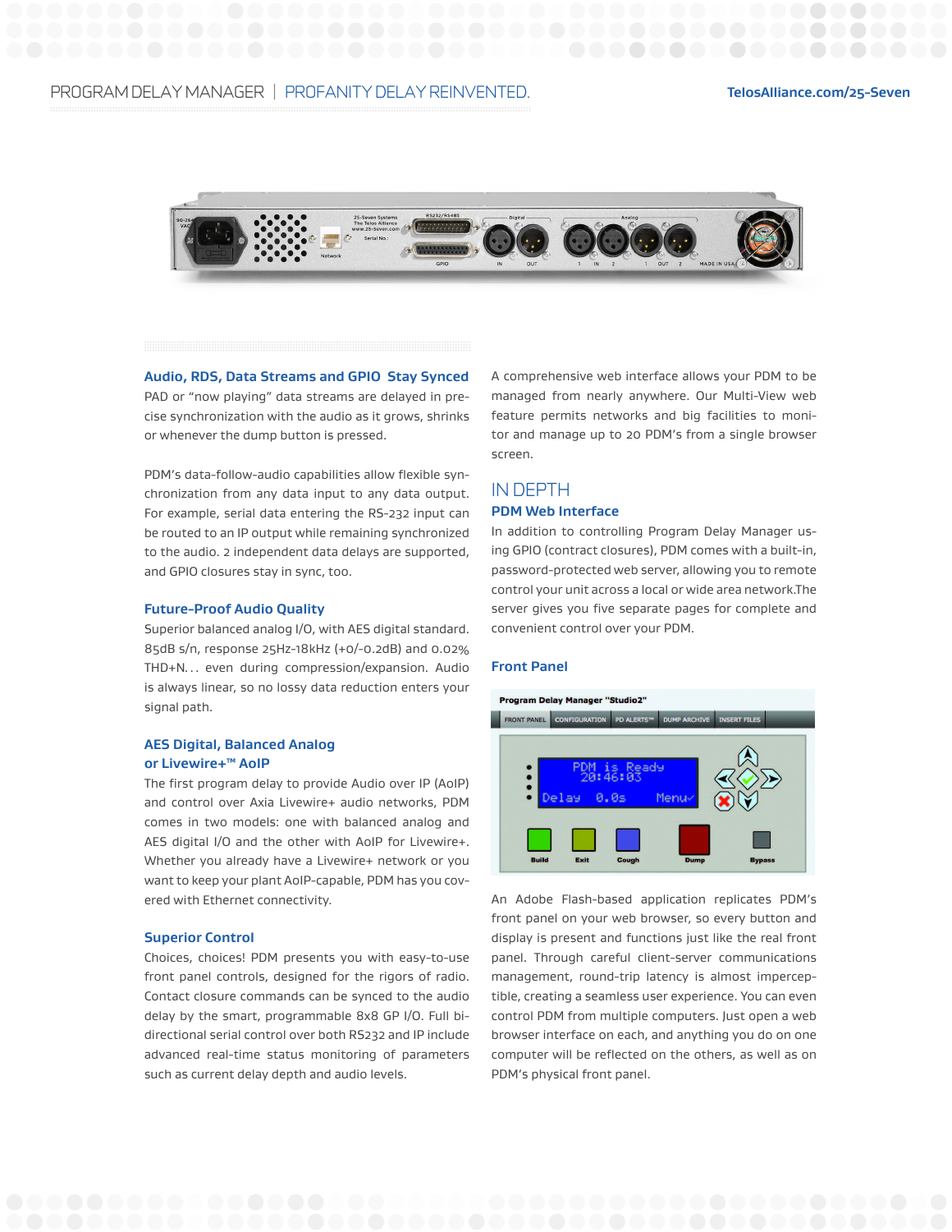### Audio, RDS, Data Streams and GPIO Stay Synced

PAD or "now playing" data streams are delayed in precise synchronization with the audio as it grows, shrinks or whenever the dump button is pressed.

PDM's data-follow-audio capabilities allow flexible synchronization from any data input to any data output. For example, serial data entering the RS-232 input can be routed to an IP output while remaining synchronized to the audio. 2 independent data delays are supported, and GPIO closures stay in sync, too.

### Future-Proof Audio Quality

Superior balanced analog I/O, with AES digital standard. 85dB s/n, response 25Hz-18kHz (+0/-0.2dB) and 0.02% THD+N... even during compression/expansion. Audio is always linear, so no lossy data reduction enters your signal path.

### AES Digital, Balanced Analog or Livewire+™ AoIP

The first program delay to provide Audio over IP (AoIP) and control over Axia Livewire+ audio networks, PDM comes in two models: one with balanced analog and AES digital I/O and the other with AoIP for Livewire+. Whether you already have a Livewire+ network or you want to keep your plant AoIP-capable, PDM has you covered with Ethernet connectivity.

### Superior Control

Choices, choices! PDM presents you with easy-to-use front panel controls, designed for the rigors of radio. Contact closure commands can be synced to the audio delay by the smart, programmable 8x8 GP I/O. Full bi-directional serial control over both RS232 and IP include advanced real-time status monitoring of parameters such as current delay depth and audio levels.

A comprehensive web interface allows your PDM to be managed from nearly anywhere. Our Multi-View web feature permits networks and big facilities to monitor and manage up to 20 PDM's from a single browser screen.

## IN DEPTH

### PDM Web Interface

In addition to controlling Program Delay Manager using GPIO (contract closures), PDM comes with a built-in, password-protected web server, allowing you to remote control your unit across a local or wide area network.The server gives you five separate pages for complete and convenient control over your PDM.

### Front Panel

An Adobe Flash-based application replicates PDM's front panel on your web browser, so every button and display is present and functions just like the real front panel. Through careful client-server communications management, round-trip latency is almost imperceptible, creating a seamless user experience. You can even control PDM from multiple computers. Just open a web browser interface on each, and anything you do on one computer will be reflected on the others, as well as on PDM's physical front panel.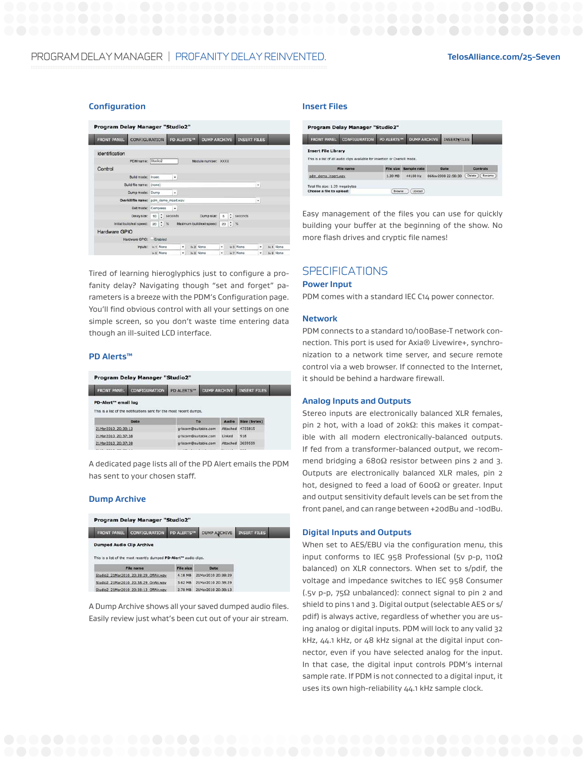## Configuration

Tired of learning hieroglyphics just to configure a profanity delay? Navigating though "set and forget" parameters is a breeze with the PDM's Configuration page. You'll find obvious control with all your settings on one simple screen, so you don't waste time entering data though an ill-suited LCD interface.

## PD Alerts™

A dedicated page lists all of the PD Alert emails the PDM has sent to your chosen staff.

## Dump Archive

A Dump Archive shows all your saved dumped audio files. Easily review just what's been cut out of your air stream.

## Insert Files

Easy management of the files you can use for quickly building your buffer at the beginning of the show. No more flash drives and cryptic file names!

# SPECIFICATIONS

### Power Input

PDM comes with a standard IEC C14 power connector.

### Network

PDM connects to a standard 10/100Base-T network connection. This port is used for Axia® Livewire+, synchronization to a network time server, and secure remote control via a web browser. If connected to the Internet, it should be behind a hardware firewall.

### Analog Inputs and Outputs

Stereo inputs are electronically balanced XLR females, pin 2 hot, with a load of 20kΩ: this makes it compatible with all modern electronically-balanced outputs. If fed from a transformer-balanced output, we recommend bridging a 680Ω resistor between pins 2 and 3. Outputs are electronically balanced XLR males, pin 2 hot, designed to feed a load of 600Ω or greater. Input and output sensitivity default levels can be set from the front panel, and can range between +20dBu and -10dBu.

### Digital Inputs and Outputs

When set to AES/EBU via the configuration menu, this input conforms to IEC 958 Professional (5v p-p, 110Ω balanced) on XLR connectors. When set to s/pdif, the voltage and impedance switches to IEC 958 Consumer (.5v p-p, 75Ω unbalanced): connect signal to pin 2 and shield to pins 1 and 3. Digital output (selectable AES or s/pdif) is always active, regardless of whether you are using analog or digital inputs. PDM will lock to any valid 32 kHz, 44.1 kHz, or 48 kHz signal at the digital input connector, even if you have selected analog for the input. In that case, the digital input controls PDM's internal sample rate. If PDM is not connected to a digital input, it uses its own high-reliability 44.1 kHz sample clock.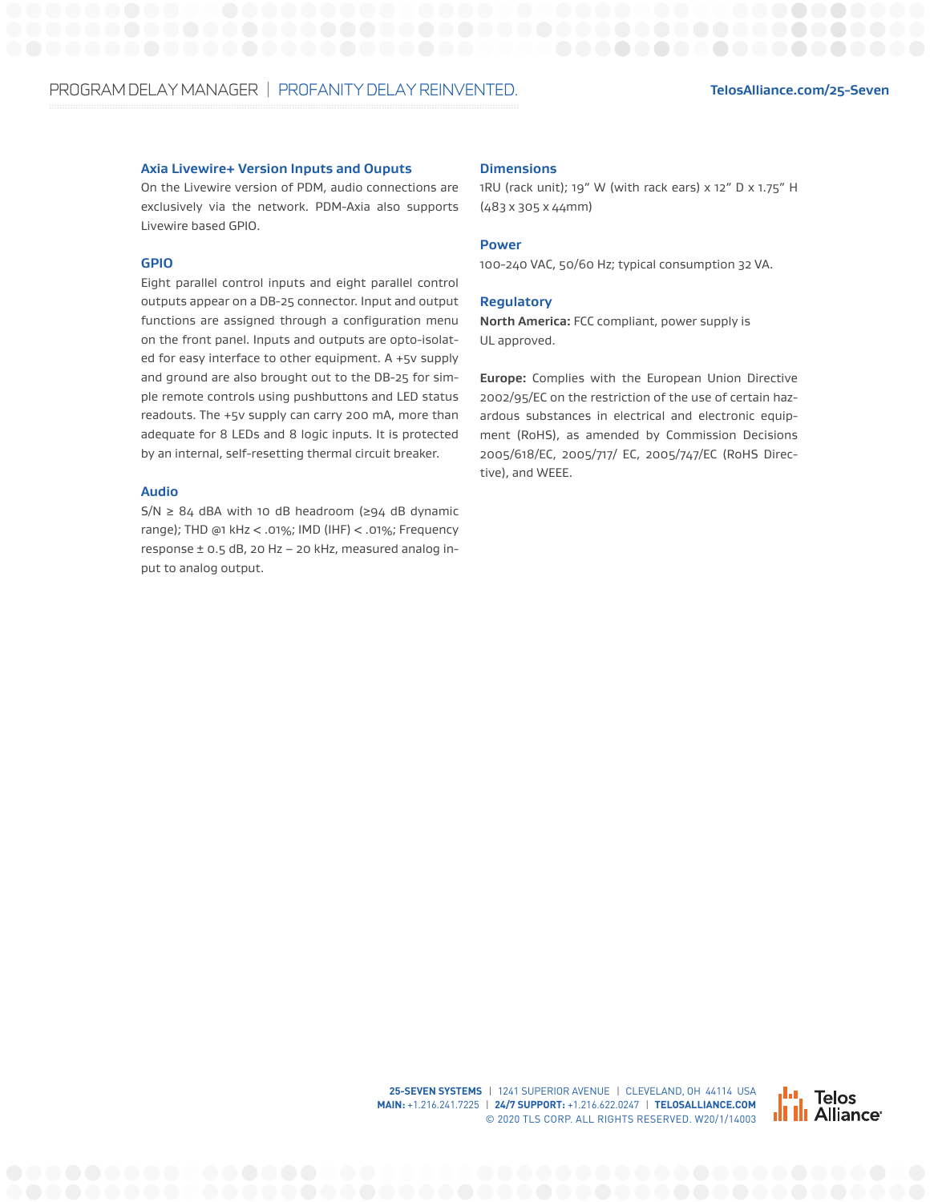### Axia Livewire+ Version Inputs and Ouputs

On the Livewire version of PDM, audio connections are exclusively via the network. PDM-Axia also supports Livewire based GPIO.

### GPIO

Eight parallel control inputs and eight parallel control outputs appear on a DB-25 connector. Input and output functions are assigned through a configuration menu on the front panel. Inputs and outputs are opto-isolated for easy interface to other equipment. A +5v supply and ground are also brought out to the DB-25 for simple remote controls using pushbuttons and LED status readouts. The +5v supply can carry 200 mA, more than adequate for 8 LEDs and 8 logic inputs. It is protected by an internal, self-resetting thermal circuit breaker.

### Audio

S/N ≥ 84 dBA with 10 dB headroom (≥94 dB dynamic range); THD @1 kHz < .01%; IMD (IHF) < .01%; Frequency response ± 0.5 dB, 20 Hz – 20 kHz, measured analog input to analog output.

### Dimensions

1RU (rack unit); 19" W (with rack ears) x 12" D x 1.75" H (483 x 305 x 44mm)

### Power

100-240 VAC, 50/60 Hz; typical consumption 32 VA.

### Regulatory

**North America:** FCC compliant, power supply is UL approved.

**Europe:** Complies with the European Union Directive 2002/95/EC on the restriction of the use of certain hazardous substances in electrical and electronic equipment (RoHS), as amended by Commission Decisions 2005/618/EC, 2005/717/ EC, 2005/747/EC (RoHS Directive), and WEEE.

**25-SEVEN SYSTEMS** | 1241 SUPERIOR AVENUE | CLEVELAND, OH 44114 USA
**MAIN:** +1.216.241.7225 | **24/7 SUPPORT:** +1.216.622.0247 | **TELOSALLIANCE.COM**
© 2020 TLS CORP. ALL RIGHTS RESERVED. W20/1/14003